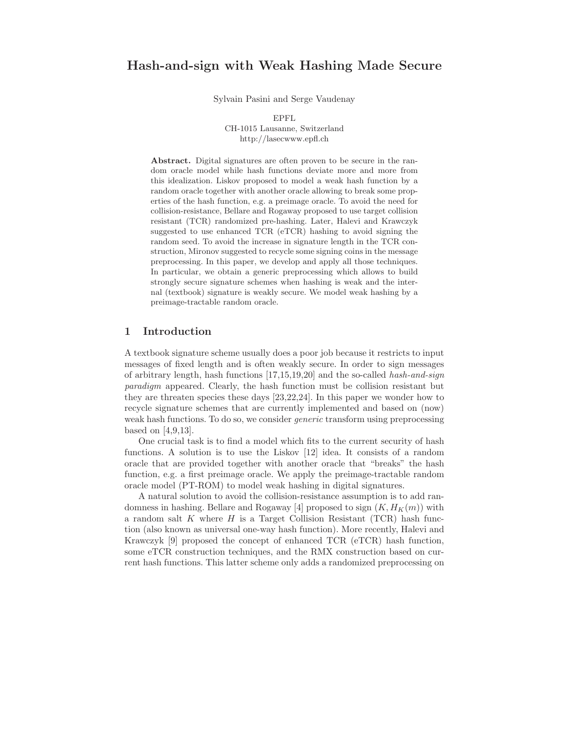# Hash-and-sign with Weak Hashing Made Secure

Sylvain Pasini and Serge Vaudenay

EPFL
CH-1015 Lausanne, Switzerland
http://lasecwww.epfl.ch

**Abstract.** Digital signatures are often proven to be secure in the random oracle model while hash functions deviate more and more from this idealization. Liskov proposed to model a weak hash function by a random oracle together with another oracle allowing to break some properties of the hash function, e.g. a preimage oracle. To avoid the need for collision-resistance, Bellare and Rogaway proposed to use target collision resistant (TCR) randomized pre-hashing. Later, Halevi and Krawczyk suggested to use enhanced TCR (eTCR) hashing to avoid signing the random seed. To avoid the increase in signature length in the TCR construction, Mironov suggested to recycle some signing coins in the message preprocessing. In this paper, we develop and apply all those techniques. In particular, we obtain a generic preprocessing which allows to build strongly secure signature schemes when hashing is weak and the internal (textbook) signature is weakly secure. We model weak hashing by a preimage-tractable random oracle.

## 1 Introduction

A textbook signature scheme usually does a poor job because it restricts to input messages of fixed length and is often weakly secure. In order to sign messages of arbitrary length, hash functions [17,15,19,20] and the so-called *hash-and-sign paradigm* appeared. Clearly, the hash function must be collision resistant but they are threaten species these days [23,22,24]. In this paper we wonder how to recycle signature schemes that are currently implemented and based on (now) weak hash functions. To do so, we consider *generic* transform using preprocessing based on [4,9,13].

One crucial task is to find a model which fits to the current security of hash functions. A solution is to use the Liskov [12] idea. It consists of a random oracle that are provided together with another oracle that "breaks" the hash function, e.g. a first preimage oracle. We apply the preimage-tractable random oracle model (PT-ROM) to model weak hashing in digital signatures.

A natural solution to avoid the collision-resistance assumption is to add randomness in hashing. Bellare and Rogaway [4] proposed to sign $(K, H_K(m))$ with a random salt $K$ where $H$ is a Target Collision Resistant (TCR) hash function (also known as universal one-way hash function). More recently, Halevi and Krawczyk [9] proposed the concept of enhanced TCR (eTCR) hash function, some eTCR construction techniques, and the RMX construction based on current hash functions. This latter scheme only adds a randomized preprocessing on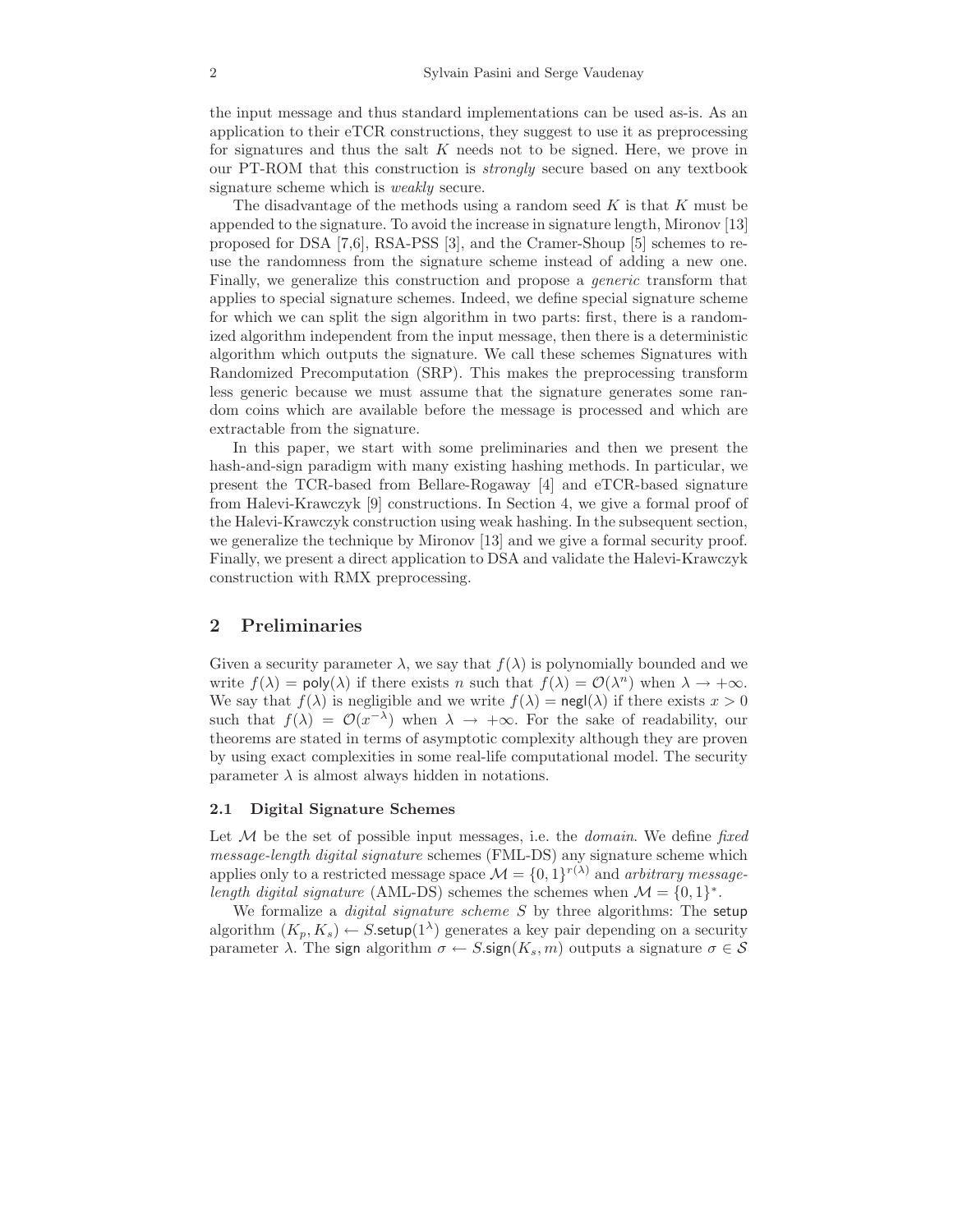the input message and thus standard implementations can be used as-is. As an application to their eTCR constructions, they suggest to use it as preprocessing for signatures and thus the salt $K$ needs not to be signed. Here, we prove in our PT-ROM that this construction is *strongly* secure based on any textbook signature scheme which is *weakly* secure.

The disadvantage of the methods using a random seed $K$ is that $K$ must be appended to the signature. To avoid the increase in signature length, Mironov [13] proposed for DSA [7,6], RSA-PSS [3], and the Cramer-Shoup [5] schemes to reuse the randomness from the signature scheme instead of adding a new one. Finally, we generalize this construction and propose a *generic* transform that applies to special signature schemes. Indeed, we define special signature scheme for which we can split the sign algorithm in two parts: first, there is a randomized algorithm independent from the input message, then there is a deterministic algorithm which outputs the signature. We call these schemes Signatures with Randomized Precomputation (SRP). This makes the preprocessing transform less generic because we must assume that the signature generates some random coins which are available before the message is processed and which are extractable from the signature.

In this paper, we start with some preliminaries and then we present the hash-and-sign paradigm with many existing hashing methods. In particular, we present the TCR-based from Bellare-Rogaway [4] and eTCR-based signature from Halevi-Krawczyk [9] constructions. In Section 4, we give a formal proof of the Halevi-Krawczyk construction using weak hashing. In the subsequent section, we generalize the technique by Mironov [13] and we give a formal security proof. Finally, we present a direct application to DSA and validate the Halevi-Krawczyk construction with RMX preprocessing.

## 2 Preliminaries

Given a security parameter $\lambda$, we say that $f(\lambda)$ is polynomially bounded and we write $f(\lambda) = \mathsf{poly}(\lambda)$ if there exists $n$ such that $f(\lambda) = \mathcal{O}(\lambda^n)$ when $\lambda \to +\infty$. We say that $f(\lambda)$ is negligible and we write $f(\lambda) = \mathsf{negl}(\lambda)$ if there exists $x > 0$ such that $f(\lambda) = \mathcal{O}(x^{-\lambda})$ when $\lambda \to +\infty$. For the sake of readability, our theorems are stated in terms of asymptotic complexity although they are proven by using exact complexities in some real-life computational model. The security parameter $\lambda$ is almost always hidden in notations.

### 2.1 Digital Signature Schemes

Let $\mathcal{M}$ be the set of possible input messages, i.e. the *domain*. We define *fixed message-length digital signature* schemes (FML-DS) any signature scheme which applies only to a restricted message space $\mathcal{M} = \{0,1\}^{r(\lambda)}$ and *arbitrary message-length digital signature* (AML-DS) schemes the schemes when $\mathcal{M} = \{0,1\}^*$.

We formalize a *digital signature scheme* $S$ by three algorithms: The $\mathsf{setup}$ algorithm $(K_p, K_s) \leftarrow S.\mathsf{setup}(1^\lambda)$ generates a key pair depending on a security parameter $\lambda$. The $\mathsf{sign}$ algorithm $\sigma \leftarrow S.\mathsf{sign}(K_s, m)$ outputs a signature $\sigma \in \mathcal{S}$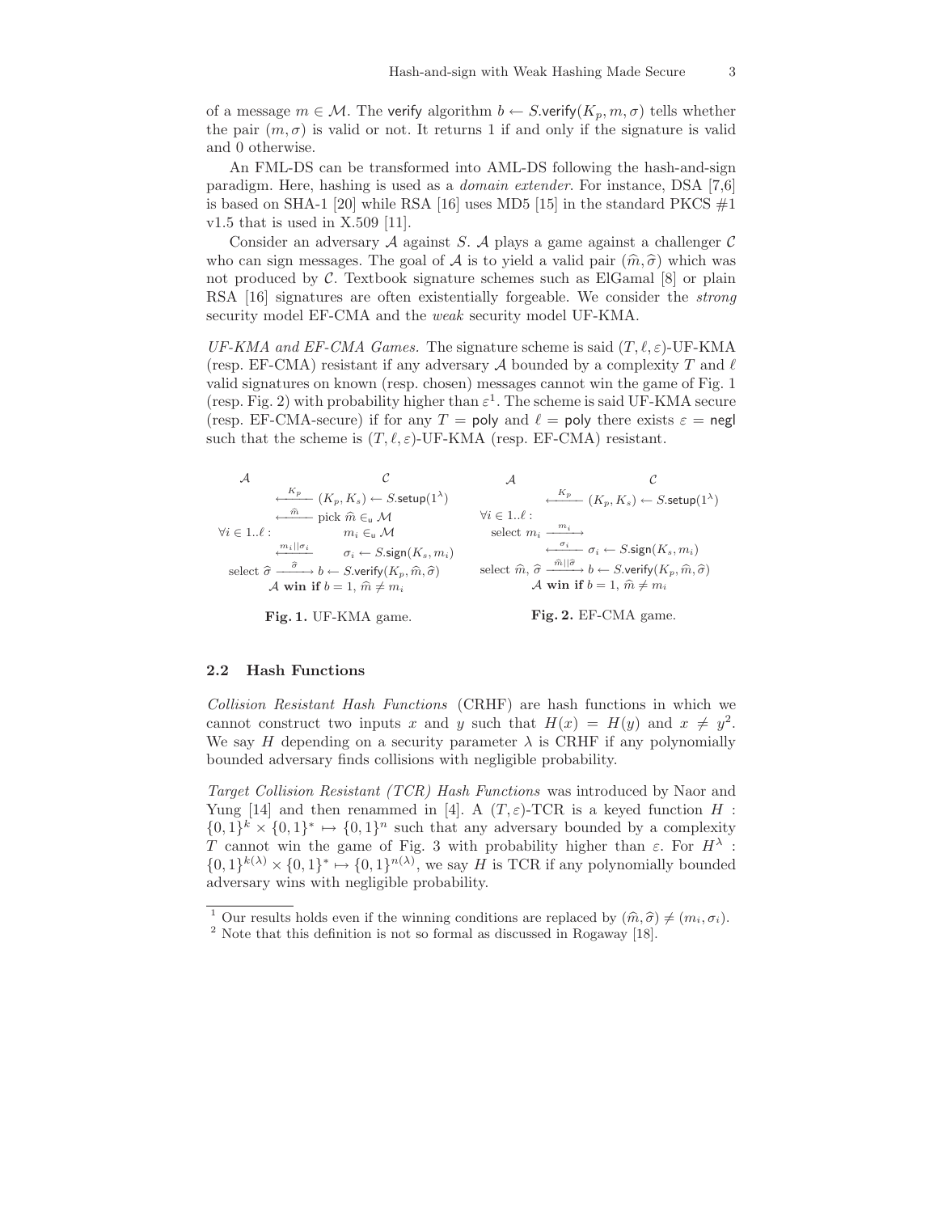of a message $m \in \mathcal{M}$. The verify algorithm $b \leftarrow S.\mathsf{verify}(K_p, m, \sigma)$ tells whether the pair $(m, \sigma)$ is valid or not. It returns 1 if and only if the signature is valid and 0 otherwise.

An FML-DS can be transformed into AML-DS following the hash-and-sign paradigm. Here, hashing is used as a *domain extender*. For instance, DSA [7,6] is based on SHA-1 [20] while RSA [16] uses MD5 [15] in the standard PKCS #1 v1.5 that is used in X.509 [11].

Consider an adversary $\mathcal{A}$ against $S$. $\mathcal{A}$ plays a game against a challenger $\mathcal{C}$ who can sign messages. The goal of $\mathcal{A}$ is to yield a valid pair $(\widehat{m}, \widehat{\sigma})$ which was not produced by $\mathcal{C}$. Textbook signature schemes such as ElGamal [8] or plain RSA [16] signatures are often existentially forgeable. We consider the *strong* security model EF-CMA and the *weak* security model UF-KMA.

*UF-KMA and EF-CMA Games.* The signature scheme is said $(T, \ell, \varepsilon)$-UF-KMA (resp. EF-CMA) resistant if any adversary $\mathcal{A}$ bounded by a complexity $T$ and $\ell$ valid signatures on known (resp. chosen) messages cannot win the game of Fig. 1 (resp. Fig. 2) with probability higher than $\varepsilon$[1]. The scheme is said UF-KMA secure (resp. EF-CMA-secure) if for any $T = \mathsf{poly}$ and $\ell = \mathsf{poly}$ there exists $\varepsilon = \mathsf{negl}$ such that the scheme is $(T, \ell, \varepsilon)$-UF-KMA (resp. EF-CMA) resistant.

| $\mathcal{A}$ | | $\mathcal{C}$ |
|---|---|---|
| | $\xleftarrow{K_p}$ | $(K_p, K_s) \leftarrow S.\mathsf{setup}(1^\lambda)$ |
| | $\xleftarrow{\widehat{m}}$ | pick $\widehat{m} \in_{\mathsf{u}} \mathcal{M}$ |
| $\forall i \in 1..\ell :$ | | $m_i \in_{\mathsf{u}} \mathcal{M}$ |
| | $\xleftarrow{m_i \| \sigma_i}$ | $\sigma_i \leftarrow S.\mathsf{sign}(K_s, m_i)$ |
| select $\widehat{\sigma}$ | $\xrightarrow{\widehat{\sigma}}$ | $b \leftarrow S.\mathsf{verify}(K_p, \widehat{m}, \widehat{\sigma})$ |
| | $\mathcal{A}$ **win if** $b = 1$, $\widehat{m} \neq m_i$ | |

**Fig. 1.** UF-KMA game.

| $\mathcal{A}$ | | $\mathcal{C}$ |
|---|---|---|
| | $\xleftarrow{K_p}$ | $(K_p, K_s) \leftarrow S.\mathsf{setup}(1^\lambda)$ |
| $\forall i \in 1..\ell :$ | | |
| select $m_i$ | $\xrightarrow{m_i}$ | |
| | $\xleftarrow{\sigma_i}$ | $\sigma_i \leftarrow S.\mathsf{sign}(K_s, m_i)$ |
| select $\widehat{m}$, $\widehat{\sigma}$ | $\xrightarrow{\widehat{m} \| \widehat{\sigma}}$ | $b \leftarrow S.\mathsf{verify}(K_p, \widehat{m}, \widehat{\sigma})$ |
| | $\mathcal{A}$ **win if** $b = 1$, $\widehat{m} \neq m_i$ | |

**Fig. 2.** EF-CMA game.

### 2.2 Hash Functions

*Collision Resistant Hash Functions* (CRHF) are hash functions in which we cannot construct two inputs $x$ and $y$ such that $H(x) = H(y)$ and $x \neq y$[2]. We say $H$ depending on a security parameter $\lambda$ is CRHF if any polynomially bounded adversary finds collisions with negligible probability.

*Target Collision Resistant (TCR) Hash Functions* was introduced by Naor and Yung [14] and then renammed in [4]. A $(T, \varepsilon)$-TCR is a keyed function $H : \{0,1\}^k \times \{0,1\}^* \mapsto \{0,1\}^n$ such that any adversary bounded by a complexity $T$ cannot win the game of Fig. 3 with probability higher than $\varepsilon$. For $H^\lambda : \{0,1\}^{k(\lambda)} \times \{0,1\}^* \mapsto \{0,1\}^{n(\lambda)}$, we say $H$ is TCR if any polynomially bounded adversary wins with negligible probability.

[1] Our results holds even if the winning conditions are replaced by $(\widehat{m}, \widehat{\sigma}) \neq (m_i, \sigma_i)$.

[2] Note that this definition is not so formal as discussed in Rogaway [18].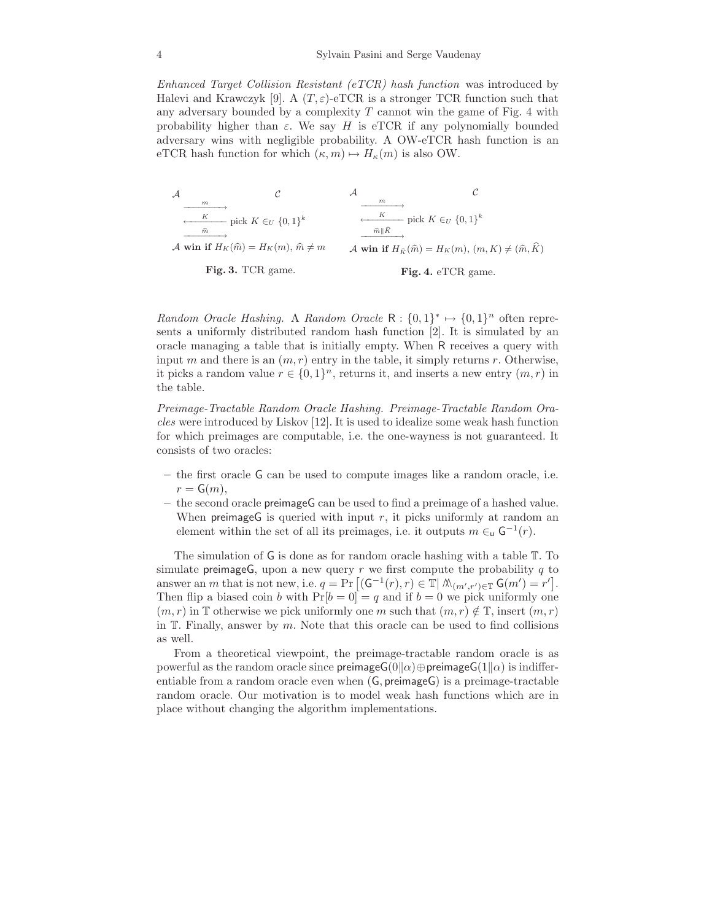*Enhanced Target Collision Resistant (eTCR) hash function* was introduced by Halevi and Krawczyk [9]. A $(T, \varepsilon)$-eTCR is a stronger TCR function such that any adversary bounded by a complexity $T$ cannot win the game of Fig. 4 with probability higher than $\varepsilon$. We say $H$ is eTCR if any polynomially bounded adversary wins with negligible probability. A OW-eTCR hash function is an eTCR hash function for which $(\kappa, m) \mapsto H_\kappa(m)$ is also OW.

$$
\begin{array}{ll}
\mathcal{A} & \mathcal{C} \\
\xrightarrow{\quad m \quad} & \\
\xleftarrow{\quad K \quad} & \text{pick } K \in_U \{0,1\}^k \\
\xrightarrow{\quad \widehat{m} \quad} & \\
\multicolumn{2}{l}{\mathcal{A} \textbf{ win if } H_K(\widehat{m}) = H_K(m),\ \widehat{m} \neq m}
\end{array}
$$

**Fig. 3.** TCR game.

$$
\begin{array}{ll}
\mathcal{A} & \mathcal{C} \\
\xrightarrow{\quad m \quad} & \\
\xleftarrow{\quad K \quad} & \text{pick } K \in_U \{0,1\}^k \\
\xrightarrow{\quad \widehat{m} \| \widehat{K} \quad} & \\
\multicolumn{2}{l}{\mathcal{A} \textbf{ win if } H_{\widehat{K}}(\widehat{m}) = H_K(m),\ (m, K) \neq (\widehat{m}, \widehat{K})}
\end{array}
$$

**Fig. 4.** eTCR game.

*Random Oracle Hashing.* A *Random Oracle* $\mathsf{R} : \{0,1\}^* \mapsto \{0,1\}^n$ often represents a uniformly distributed random hash function [2]. It is simulated by an oracle managing a table that is initially empty. When $\mathsf{R}$ receives a query with input $m$ and there is an $(m, r)$ entry in the table, it simply returns $r$. Otherwise, it picks a random value $r \in \{0,1\}^n$, returns it, and inserts a new entry $(m, r)$ in the table.

*Preimage-Tractable Random Oracle Hashing. Preimage-Tractable Random Oracles* were introduced by Liskov [12]. It is used to idealize some weak hash function for which preimages are computable, i.e. the one-wayness is not guaranteed. It consists of two oracles:

- the first oracle $\mathsf{G}$ can be used to compute images like a random oracle, i.e. $r = \mathsf{G}(m)$,
- the second oracle $\mathsf{preimageG}$ can be used to find a preimage of a hashed value. When $\mathsf{preimageG}$ is queried with input $r$, it picks uniformly at random an element within the set of all its preimages, i.e. it outputs $m \in_{\mathsf{u}} \mathsf{G}^{-1}(r)$.

The simulation of $\mathsf{G}$ is done as for random oracle hashing with a table $\mathbb{T}$. To simulate $\mathsf{preimageG}$, upon a new query $r$ we first compute the probability $q$ to answer an $m$ that is not new, i.e. $q = \Pr\left[(\mathsf{G}^{-1}(r), r) \in \mathbb{T} | \bigwedge_{(m',r') \in \mathbb{T}} \mathsf{G}(m') = r'\right]$. Then flip a biased coin $b$ with $\Pr[b = 0] = q$ and if $b = 0$ we pick uniformly one $(m, r)$ in $\mathbb{T}$ otherwise we pick uniformly one $m$ such that $(m, r) \notin \mathbb{T}$, insert $(m, r)$ in $\mathbb{T}$. Finally, answer by $m$. Note that this oracle can be used to find collisions as well.

From a theoretical viewpoint, the preimage-tractable random oracle is as powerful as the random oracle since $\mathsf{preimageG}(0\|\alpha) \oplus \mathsf{preimageG}(1\|\alpha)$ is indifferentiable from a random oracle even when $(\mathsf{G}, \mathsf{preimageG})$ is a preimage-tractable random oracle. Our motivation is to model weak hash functions which are in place without changing the algorithm implementations.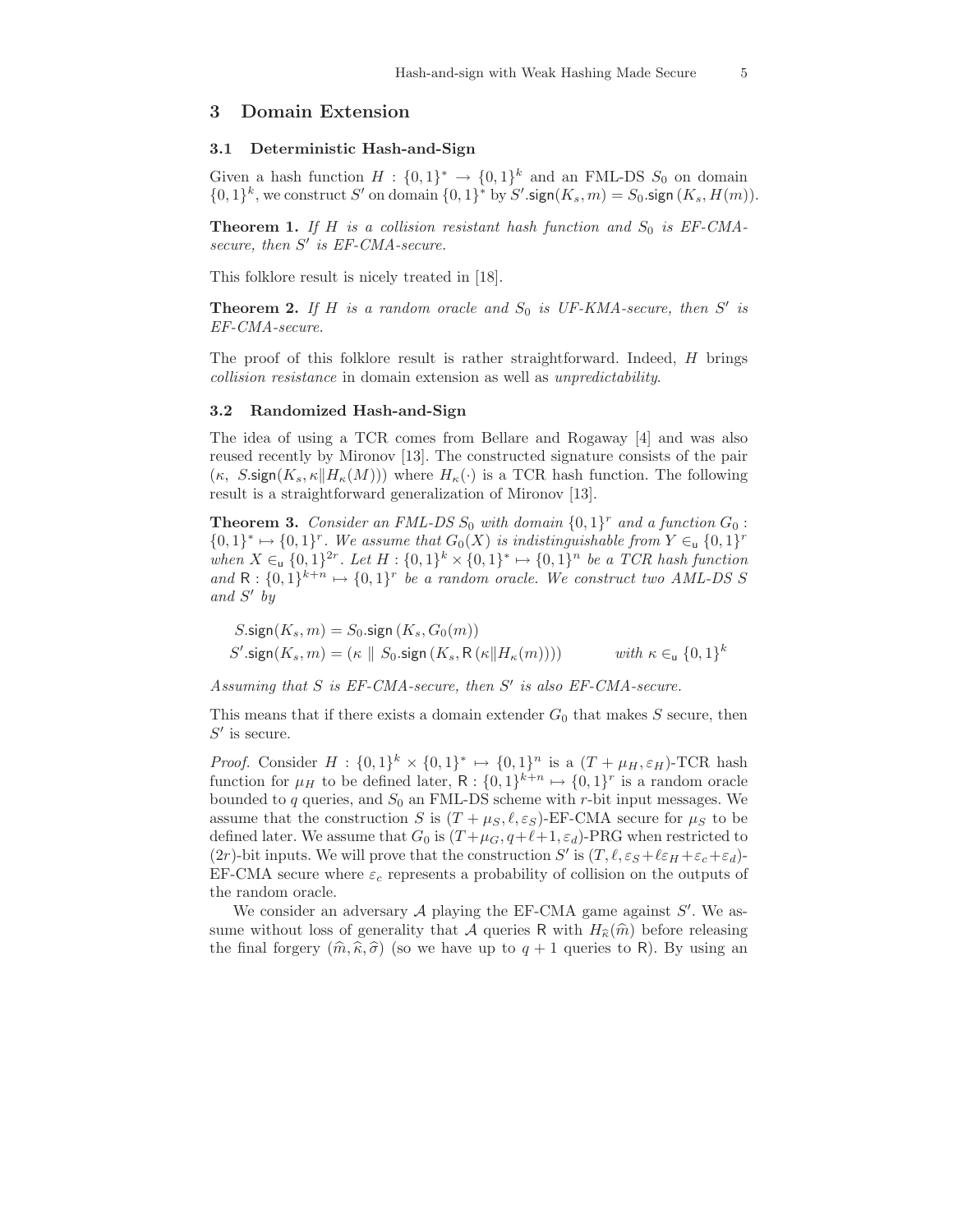## 3 Domain Extension

### 3.1 Deterministic Hash-and-Sign

Given a hash function $H : \{0,1\}^* \to \{0,1\}^k$ and an FML-DS $S_0$ on domain $\{0,1\}^k$, we construct $S'$ on domain $\{0,1\}^*$ by $S'.\mathsf{sign}(K_s, m) = S_0.\mathsf{sign}(K_s, H(m))$.

**Theorem 1.** *If $H$ is a collision resistant hash function and $S_0$ is EF-CMA-secure, then $S'$ is EF-CMA-secure.*

This folklore result is nicely treated in [18].

**Theorem 2.** *If $H$ is a random oracle and $S_0$ is UF-KMA-secure, then $S'$ is EF-CMA-secure.*

The proof of this folklore result is rather straightforward. Indeed, $H$ brings *collision resistance* in domain extension as well as *unpredictability*.

### 3.2 Randomized Hash-and-Sign

The idea of using a TCR comes from Bellare and Rogaway [4] and was also reused recently by Mironov [13]. The constructed signature consists of the pair $(\kappa,\ S.\mathsf{sign}(K_s, \kappa \| H_\kappa(M)))$ where $H_\kappa(\cdot)$ is a TCR hash function. The following result is a straightforward generalization of Mironov [13].

**Theorem 3.** *Consider an FML-DS $S_0$ with domain $\{0,1\}^r$ and a function $G_0 : \{0,1\}^* \mapsto \{0,1\}^r$. We assume that $G_0(X)$ is indistinguishable from $Y \in_{\mathsf{u}} \{0,1\}^r$ when $X \in_{\mathsf{u}} \{0,1\}^{2r}$. Let $H : \{0,1\}^k \times \{0,1\}^* \mapsto \{0,1\}^n$ be a TCR hash function and $\mathsf{R} : \{0,1\}^{k+n} \mapsto \{0,1\}^r$ be a random oracle. We construct two AML-DS $S$ and $S'$ by*

$$S.\mathsf{sign}(K_s, m) = S_0.\mathsf{sign}(K_s, G_0(m))$$

$$S'.\mathsf{sign}(K_s, m) = (\kappa \parallel S_0.\mathsf{sign}(K_s, \mathsf{R}(\kappa \| H_\kappa(m)))) \qquad \text{with } \kappa \in_{\mathsf{u}} \{0,1\}^k$$

*Assuming that $S$ is EF-CMA-secure, then $S'$ is also EF-CMA-secure.*

This means that if there exists a domain extender $G_0$ that makes $S$ secure, then $S'$ is secure.

*Proof.* Consider $H : \{0,1\}^k \times \{0,1\}^* \mapsto \{0,1\}^n$ is a $(T + \mu_H, \varepsilon_H)$-TCR hash function for $\mu_H$ to be defined later, $\mathsf{R} : \{0,1\}^{k+n} \mapsto \{0,1\}^r$ is a random oracle bounded to $q$ queries, and $S_0$ an FML-DS scheme with $r$-bit input messages. We assume that the construction $S$ is $(T + \mu_S, \ell, \varepsilon_S)$-EF-CMA secure for $\mu_S$ to be defined later. We assume that $G_0$ is $(T + \mu_G, q+\ell+1, \varepsilon_d)$-PRG when restricted to $(2r)$-bit inputs. We will prove that the construction $S'$ is $(T, \ell, \varepsilon_S + \ell\varepsilon_H + \varepsilon_c + \varepsilon_d)$-EF-CMA secure where $\varepsilon_c$ represents a probability of collision on the outputs of the random oracle.

We consider an adversary $\mathcal{A}$ playing the EF-CMA game against $S'$. We assume without loss of generality that $\mathcal{A}$ queries $\mathsf{R}$ with $H_{\widehat{\kappa}}(\widehat{m})$ before releasing the final forgery $(\widehat{m}, \widehat{\kappa}, \widehat{\sigma})$ (so we have up to $q+1$ queries to $\mathsf{R}$). By using an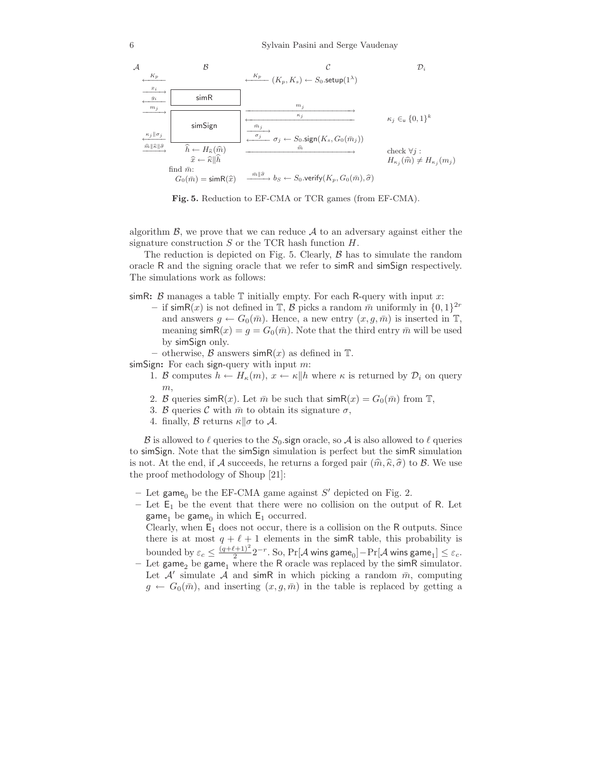| $\mathcal{A}$ | $\mathcal{B}$ | $\mathcal{C}$ | $\mathcal{D}_i$ |
|---|---|---|---|
| $\xleftarrow{K_p}$ | | $\xleftarrow{K_p}$ $(K_p, K_s) \leftarrow S_0.\mathsf{setup}(1^\lambda)$ | |
| $\xrightarrow{x_i}$ $\xleftarrow{g_i}$ | simR | | |
| $\xrightarrow{m_j}$ | simSign | $\xrightarrow{m_j}$ $\xleftarrow{\kappa_j}$ | $\kappa_j \in_{\mathsf{u}} \{0,1\}^k$ |
| $\xleftarrow{\kappa_j \Vert \sigma_j}$ | | $\xrightarrow{\bar{m}_j}$ $\xleftarrow{\sigma_j}$ $\sigma_j \leftarrow S_0.\mathsf{sign}(K_s, G_0(\bar{m}_j))$ | |
| $\xrightarrow{\widehat{m} \Vert \widehat{\kappa} \Vert \widehat{\sigma}}$ | $\widehat{h} \leftarrow H_{\widehat{\kappa}}(\widehat{m})$ <br> $\widehat{x} \leftarrow \widehat{\kappa} \Vert \widehat{h}$ | $\xrightarrow{\widehat{m}}$ | check $\forall j$ : <br> $H_{\kappa_j}(\widehat{m}) \neq H_{\kappa_j}(m_j)$ |
| | find $\bar{m}$: <br> $G_0(\bar{m}) = \mathsf{simR}(\widehat{x})$ | $\xrightarrow{\bar{m} \Vert \widehat{\sigma}}$ $b_S \leftarrow S_0.\mathsf{verify}(K_p, G_0(\bar{m}), \widehat{\sigma})$ | |

**Fig. 5.** Reduction to EF-CMA or TCR games (from EF-CMA).

algorithm $\mathcal{B}$, we prove that we can reduce $\mathcal{A}$ to an adversary against either the signature construction $S$ or the TCR hash function $H$.

The reduction is depicted on Fig. 5. Clearly, $\mathcal{B}$ has to simulate the random oracle R and the signing oracle that we refer to simR and simSign respectively. The simulations work as follows:

simR**:** $\mathcal{B}$ manages a table $\mathbb{T}$ initially empty. For each R-query with input $x$:

- if $\mathsf{simR}(x)$ is not defined in $\mathbb{T}$, $\mathcal{B}$ picks a random $\bar{m}$ uniformly in $\{0,1\}^{2r}$ and answers $g \leftarrow G_0(\bar{m})$. Hence, a new entry $(x, g, \bar{m})$ is inserted in $\mathbb{T}$, meaning $\mathsf{simR}(x) = g = G_0(\bar{m})$. Note that the third entry $\bar{m}$ will be used by simSign only.
- otherwise, $\mathcal{B}$ answers $\mathsf{simR}(x)$ as defined in $\mathbb{T}$.

simSign**:** For each sign-query with input $m$:

1. $\mathcal{B}$ computes $h \leftarrow H_\kappa(m)$, $x \leftarrow \kappa \Vert h$ where $\kappa$ is returned by $\mathcal{D}_i$ on query $m$,
2. $\mathcal{B}$ queries $\mathsf{simR}(x)$. Let $\bar{m}$ be such that $\mathsf{simR}(x) = G_0(\bar{m})$ from $\mathbb{T}$,
3. $\mathcal{B}$ queries $\mathcal{C}$ with $\bar{m}$ to obtain its signature $\sigma$,
4. finally, $\mathcal{B}$ returns $\kappa \Vert \sigma$ to $\mathcal{A}$.

$\mathcal{B}$ is allowed to $\ell$ queries to the $S_0$.sign oracle, so $\mathcal{A}$ is also allowed to $\ell$ queries to simSign. Note that the simSign simulation is perfect but the simR simulation is not. At the end, if $\mathcal{A}$ succeeds, he returns a forged pair $(\widehat{m}, \widehat{\kappa}, \widehat{\sigma})$ to $\mathcal{B}$. We use the proof methodology of Shoup [21]:

- Let $\mathsf{game}_0$ be the EF-CMA game against $S'$ depicted on Fig. 2.
- Let $\mathsf{E}_1$ be the event that there were no collision on the output of R. Let $\mathsf{game}_1$ be $\mathsf{game}_0$ in which $\mathsf{E}_1$ occurred.
  Clearly, when $\mathsf{E}_1$ does not occur, there is a collision on the R outputs. Since there is at most $q + \ell + 1$ elements in the simR table, this probability is bounded by $\varepsilon_c \leq \frac{(q+\ell+1)^2}{2} 2^{-r}$. So, $\Pr[\mathcal{A} \text{ wins } \mathsf{game}_0] - \Pr[\mathcal{A} \text{ wins } \mathsf{game}_1] \leq \varepsilon_c$.
- Let $\mathsf{game}_2$ be $\mathsf{game}_1$ where the R oracle was replaced by the simR simulator. Let $\mathcal{A}'$ simulate $\mathcal{A}$ and simR in which picking a random $\bar{m}$, computing $g \leftarrow G_0(\bar{m})$, and inserting $(x, g, \bar{m})$ in the table is replaced by getting a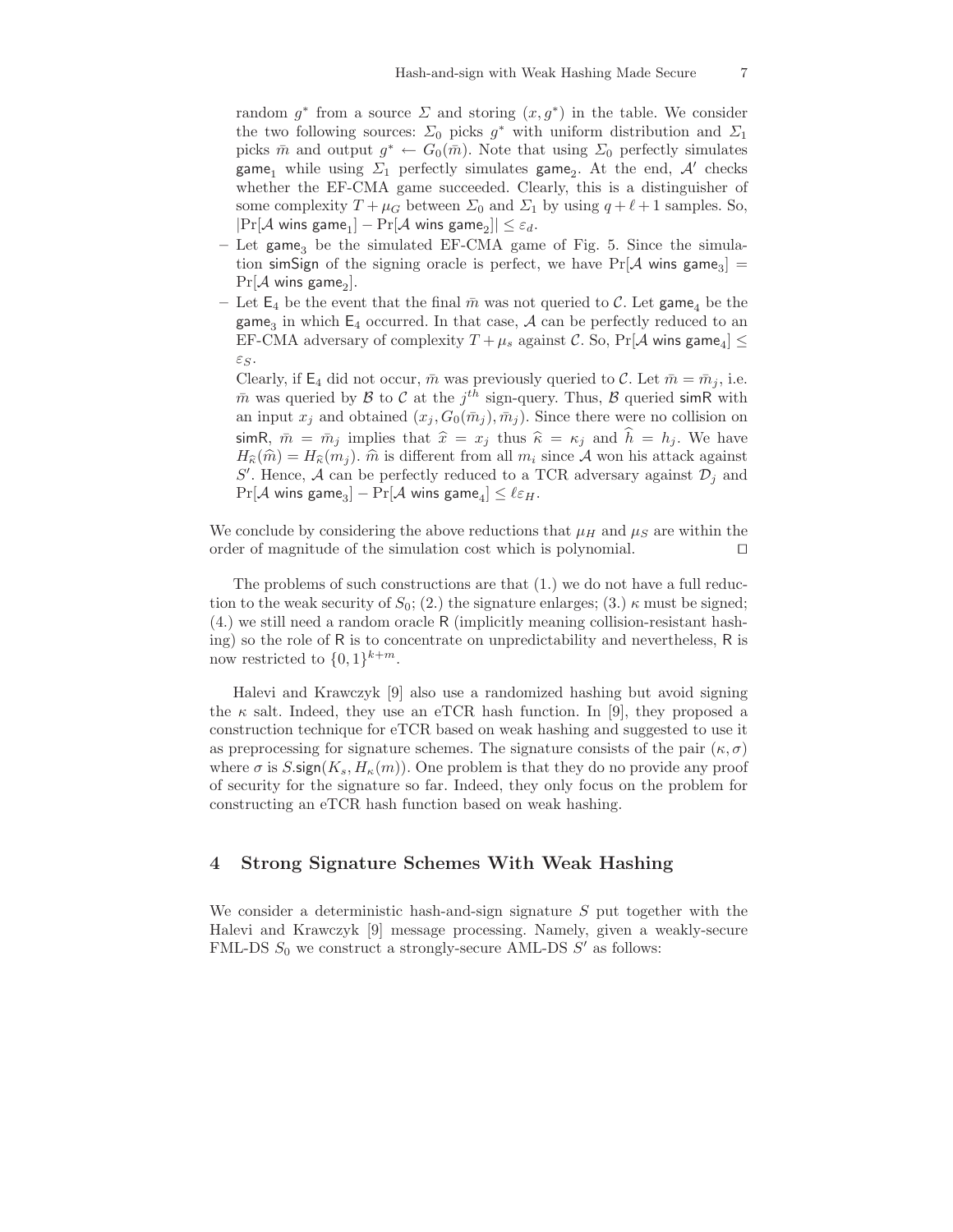random $g^*$ from a source $\Sigma$ and storing $(x, g^*)$ in the table. We consider the two following sources: $\Sigma_0$ picks $g^*$ with uniform distribution and $\Sigma_1$ picks $\bar{m}$ and output $g^* \leftarrow G_0(\bar{m})$. Note that using $\Sigma_0$ perfectly simulates $\mathsf{game}_1$ while using $\Sigma_1$ perfectly simulates $\mathsf{game}_2$. At the end, $\mathcal{A}'$ checks whether the EF-CMA game succeeded. Clearly, this is a distinguisher of some complexity $T + \mu_G$ between $\Sigma_0$ and $\Sigma_1$ by using $q + \ell + 1$ samples. So, $|\Pr[\mathcal{A} \text{ wins } \mathsf{game}_1] - \Pr[\mathcal{A} \text{ wins } \mathsf{game}_2]| \leq \varepsilon_d$.

- Let $\mathsf{game}_3$ be the simulated EF-CMA game of Fig. 5. Since the simulation $\mathsf{simSign}$ of the signing oracle is perfect, we have $\Pr[\mathcal{A} \text{ wins } \mathsf{game}_3] = \Pr[\mathcal{A} \text{ wins } \mathsf{game}_2]$.
- Let $\mathsf{E}_4$ be the event that the final $\bar{m}$ was not queried to $\mathcal{C}$. Let $\mathsf{game}_4$ be the $\mathsf{game}_3$ in which $\mathsf{E}_4$ occurred. In that case, $\mathcal{A}$ can be perfectly reduced to an EF-CMA adversary of complexity $T + \mu_s$ against $\mathcal{C}$. So, $\Pr[\mathcal{A} \text{ wins } \mathsf{game}_4] \leq \varepsilon_S$.

  Clearly, if $\mathsf{E}_4$ did not occur, $\bar{m}$ was previously queried to $\mathcal{C}$. Let $\bar{m} = \bar{m}_j$, i.e. $\bar{m}$ was queried by $\mathcal{B}$ to $\mathcal{C}$ at the $j^{th}$ sign-query. Thus, $\mathcal{B}$ queried $\mathsf{simR}$ with an input $x_j$ and obtained $(x_j, G_0(\bar{m}_j), \bar{m}_j)$. Since there were no collision on $\mathsf{simR}$, $\bar{m} = \bar{m}_j$ implies that $\widehat{x} = x_j$ thus $\widehat{\kappa} = \kappa_j$ and $\widehat{h} = h_j$. We have $H_{\widehat{\kappa}}(\widehat{m}) = H_{\widehat{\kappa}}(m_j)$. $\widehat{m}$ is different from all $m_i$ since $\mathcal{A}$ won his attack against $S'$. Hence, $\mathcal{A}$ can be perfectly reduced to a TCR adversary against $\mathcal{D}_j$ and $\Pr[\mathcal{A} \text{ wins } \mathsf{game}_3] - \Pr[\mathcal{A} \text{ wins } \mathsf{game}_4] \leq \ell\varepsilon_H$.

We conclude by considering the above reductions that $\mu_H$ and $\mu_S$ are within the order of magnitude of the simulation cost which is polynomial. $\square$

The problems of such constructions are that (1.) we do not have a full reduction to the weak security of $S_0$; (2.) the signature enlarges; (3.) $\kappa$ must be signed; (4.) we still need a random oracle $\mathsf{R}$ (implicitly meaning collision-resistant hashing) so the role of $\mathsf{R}$ is to concentrate on unpredictability and nevertheless, $\mathsf{R}$ is now restricted to $\{0,1\}^{k+m}$.

Halevi and Krawczyk [9] also use a randomized hashing but avoid signing the $\kappa$ salt. Indeed, they use an eTCR hash function. In [9], they proposed a construction technique for eTCR based on weak hashing and suggested to use it as preprocessing for signature schemes. The signature consists of the pair $(\kappa, \sigma)$ where $\sigma$ is $S.\mathsf{sign}(K_s, H_\kappa(m))$. One problem is that they do no provide any proof of security for the signature so far. Indeed, they only focus on the problem for constructing an eTCR hash function based on weak hashing.

## 4 Strong Signature Schemes With Weak Hashing

We consider a deterministic hash-and-sign signature $S$ put together with the Halevi and Krawczyk [9] message processing. Namely, given a weakly-secure FML-DS $S_0$ we construct a strongly-secure AML-DS $S'$ as follows: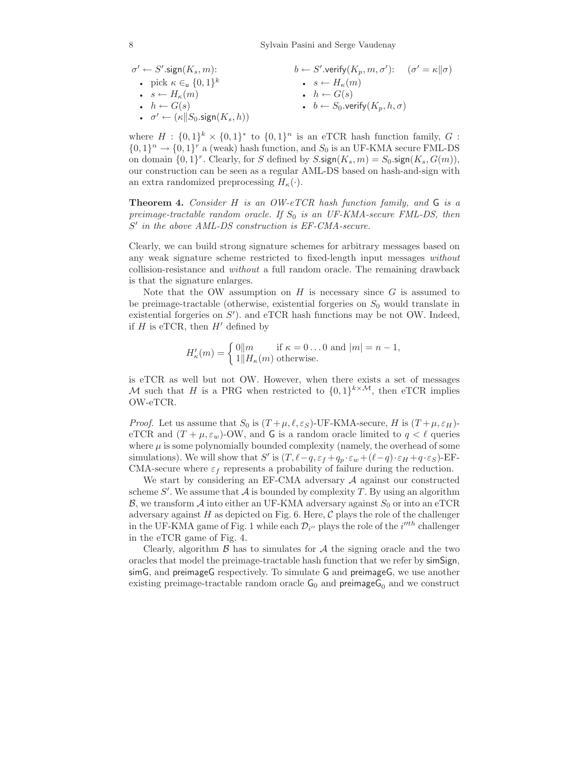$\sigma' \leftarrow S'.\mathsf{sign}(K_s, m)$:

- pick $\kappa \in_{\mathsf{u}} \{0,1\}^k$
- $s \leftarrow H_\kappa(m)$
- $h \leftarrow G(s)$
- $\sigma' \leftarrow (\kappa \| S_0.\mathsf{sign}(K_s, h))$

$b \leftarrow S'.\mathsf{verify}(K_p, m, \sigma')$: $\quad (\sigma' = \kappa \| \sigma)$

- $s \leftarrow H_\kappa(m)$
- $h \leftarrow G(s)$
- $b \leftarrow S_0.\mathsf{verify}(K_p, h, \sigma)$

where $H : \{0,1\}^k \times \{0,1\}^*$ to $\{0,1\}^n$ is an eTCR hash function family, $G : \{0,1\}^n \rightarrow \{0,1\}^r$ a (weak) hash function, and $S_0$ is an UF-KMA secure FML-DS on domain $\{0,1\}^r$. Clearly, for $S$ defined by $S.\mathsf{sign}(K_s, m) = S_0.\mathsf{sign}(K_s, G(m))$, our construction can be seen as a regular AML-DS based on hash-and-sign with an extra randomized preprocessing $H_\kappa(\cdot)$.

**Theorem 4.** *Consider $H$ is an OW-eTCR hash function family, and $\mathsf{G}$ is a preimage-tractable random oracle. If $S_0$ is an UF-KMA-secure FML-DS, then $S'$ in the above AML-DS construction is EF-CMA-secure.*

Clearly, we can build strong signature schemes for arbitrary messages based on any weak signature scheme restricted to fixed-length input messages *without* collision-resistance and *without* a full random oracle. The remaining drawback is that the signature enlarges.

Note that the OW assumption on $H$ is necessary since $G$ is assumed to be preimage-tractable (otherwise, existential forgeries on $S_0$ would translate in existential forgeries on $S'$). and eTCR hash functions may be not OW. Indeed, if $H$ is eTCR, then $H'$ defined by

$$H'_\kappa(m) = \begin{cases} 0\|m & \text{if } \kappa = 0\ldots0 \text{ and } |m| = n-1, \\ 1\|H_\kappa(m) & \text{otherwise.} \end{cases}$$

is eTCR as well but not OW. However, when there exists a set of messages $\mathcal{M}$ such that $H$ is a PRG when restricted to $\{0,1\}^{k \times \mathcal{M}}$, then eTCR implies OW-eTCR.

*Proof.* Let us assume that $S_0$ is $(T+\mu, \ell, \varepsilon_S)$-UF-KMA-secure, $H$ is $(T+\mu, \varepsilon_H)$-eTCR and $(T+\mu, \varepsilon_w)$-OW, and $\mathsf{G}$ is a random oracle limited to $q < \ell$ queries where $\mu$ is some polynomially bounded complexity (namely, the overhead of some simulations). We will show that $S'$ is $(T, \ell-q, \varepsilon_f + q_p \cdot \varepsilon_w + (\ell-q)\cdot\varepsilon_H + q\cdot\varepsilon_S)$-EF-CMA-secure where $\varepsilon_f$ represents a probability of failure during the reduction.

We start by considering an EF-CMA adversary $\mathcal{A}$ against our constructed scheme $S'$. We assume that $\mathcal{A}$ is bounded by complexity $T$. By using an algorithm $\mathcal{B}$, we transform $\mathcal{A}$ into either an UF-KMA adversary against $S_0$ or into an eTCR adversary against $H$ as depicted on Fig. 6. Here, $\mathcal{C}$ plays the role of the challenger in the UF-KMA game of Fig. 1 while each $\mathcal{D}_{i''}$ plays the role of the $i''^{th}$ challenger in the eTCR game of Fig. 4.

Clearly, algorithm $\mathcal{B}$ has to simulates for $\mathcal{A}$ the signing oracle and the two oracles that model the preimage-tractable hash function that we refer by $\mathsf{simSign}$, $\mathsf{simG}$, and $\mathsf{preimageG}$ respectively. To simulate $\mathsf{G}$ and $\mathsf{preimageG}$, we use another existing preimage-tractable random oracle $\mathsf{G}_0$ and $\mathsf{preimageG}_0$ and we construct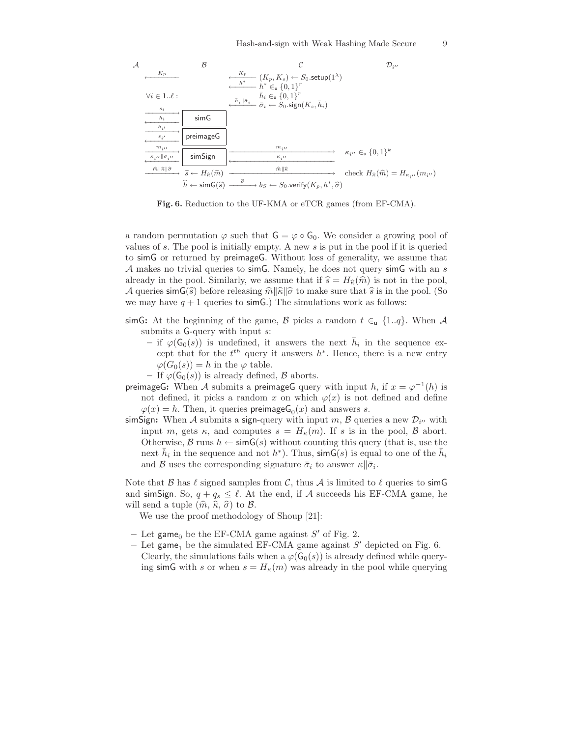| $\mathcal{A}$ | | $\mathcal{B}$ | | $\mathcal{C}$ | | $\mathcal{D}_{i''}$ |
|---|---|---|---|---|---|---|
| $\xleftarrow{K_p}$ | | | $\xleftarrow{K_p}$ | $(K_p, K_s) \leftarrow S_0.\mathsf{setup}(1^\lambda)$ | | |
| | | | $\xleftarrow{h^*}$ | $h^* \in_{\mathsf{u}} \{0,1\}^r$ | | |
| $\forall i \in 1..\ell$ : | | | $\xleftarrow{\bar{h}_i \| \bar{\sigma}_i}$ | $\bar{h}_i \in_{\mathsf{u}} \{0,1\}^r$, $\bar{\sigma}_i \leftarrow S_0.\mathsf{sign}(K_s, \bar{h}_i)$ | | |
| | $\xrightarrow{s_i}$, $\xleftarrow{h_i}$ | $\mathsf{simG}$ | | | | |
| | $\xrightarrow{h_{i'}}$, $\xleftarrow{s_{i'}}$ | $\mathsf{preimageG}$ | | | | |
| | $\xrightarrow{m_{i''}}$, $\xleftarrow{\kappa_{i''} \| \sigma_{i''}}$ | $\mathsf{simSign}$ | $\xrightarrow{m_{i''}}$, $\xleftarrow{\kappa_{i''}}$ | | | $\kappa_{i''} \in_{\mathsf{u}} \{0,1\}^k$ |
| | $\xrightarrow{\widehat{m} \| \widehat{\kappa} \| \widehat{\sigma}}$ | $\widehat{s} \leftarrow H_{\widehat{\kappa}}(\widehat{m})$ | $\xrightarrow{\widehat{m} \| \widehat{\kappa}}$ | | | check $H_{\widehat{\kappa}}(\widehat{m}) = H_{\kappa_{i''}}(m_{i''})$ |
| | | $\widehat{h} \leftarrow \mathsf{simG}(\widehat{s})$ | $\xrightarrow{\widehat{\sigma}}$ | $b_S \leftarrow S_0.\mathsf{verify}(K_p, h^*, \widehat{\sigma})$ | | |

**Fig. 6.** Reduction to the UF-KMA or eTCR games (from EF-CMA).

a random permutation $\varphi$ such that $\mathsf{G} = \varphi \circ \mathsf{G}_0$. We consider a growing pool of values of $s$. The pool is initially empty. A new $s$ is put in the pool if it is queried to $\mathsf{simG}$ or returned by $\mathsf{preimageG}$. Without loss of generality, we assume that $\mathcal{A}$ makes no trivial queries to $\mathsf{simG}$. Namely, he does not query $\mathsf{simG}$ with an $s$ already in the pool. Similarly, we assume that if $\widehat{s} = H_{\widehat{\kappa}}(\widehat{m})$ is not in the pool, $\mathcal{A}$ queries $\mathsf{simG}(\widehat{s})$ before releasing $\widehat{m} \| \widehat{\kappa} \| \widehat{\sigma}$ to make sure that $\widehat{s}$ is in the pool. (So we may have $q + 1$ queries to $\mathsf{simG}$.) The simulations work as follows:

- $\mathsf{simG}$**:** At the beginning of the game, $\mathcal{B}$ picks a random $t \in_{\mathsf{u}} \{1..q\}$. When $\mathcal{A}$ submits a $\mathsf{G}$-query with input $s$:
  - if $\varphi(\mathsf{G}_0(s))$ is undefined, it answers the next $\bar{h}_i$ in the sequence except that for the $t^{th}$ query it answers $h^*$. Hence, there is a new entry $\varphi(G_0(s)) = h$ in the $\varphi$ table.
  - If $\varphi(\mathsf{G}_0(s))$ is already defined, $\mathcal{B}$ aborts.
- $\mathsf{preimageG}$**:** When $\mathcal{A}$ submits a $\mathsf{preimageG}$ query with input $h$, if $x = \varphi^{-1}(h)$ is not defined, it picks a random $x$ on which $\varphi(x)$ is not defined and define $\varphi(x) = h$. Then, it queries $\mathsf{preimageG}_0(x)$ and answers $s$.
- $\mathsf{simSign}$**:** When $\mathcal{A}$ submits a $\mathsf{sign}$-query with input $m$, $\mathcal{B}$ queries a new $\mathcal{D}_{i''}$ with input $m$, gets $\kappa$, and computes $s = H_\kappa(m)$. If $s$ is in the pool, $\mathcal{B}$ abort. Otherwise, $\mathcal{B}$ runs $h \leftarrow \mathsf{simG}(s)$ without counting this query (that is, use the next $\bar{h}_i$ in the sequence and not $h^*$). Thus, $\mathsf{simG}(s)$ is equal to one of the $\bar{h}_i$ and $\mathcal{B}$ uses the corresponding signature $\bar{\sigma}_i$ to answer $\kappa \| \bar{\sigma}_i$.

Note that $\mathcal{B}$ has $\ell$ signed samples from $\mathcal{C}$, thus $\mathcal{A}$ is limited to $\ell$ queries to $\mathsf{simG}$ and $\mathsf{simSign}$. So, $q + q_s \leq \ell$. At the end, if $\mathcal{A}$ succeeds his EF-CMA game, he will send a tuple $(\widehat{m}, \widehat{\kappa}, \widehat{\sigma})$ to $\mathcal{B}$.

We use the proof methodology of Shoup [21]:

- Let $\mathsf{game}_0$ be the EF-CMA game against $S'$ of Fig. 2.
- Let $\mathsf{game}_1$ be the simulated EF-CMA game against $S'$ depicted on Fig. 6. Clearly, the simulations fails when a $\varphi(\mathsf{G}_0(s))$ is already defined while querying $\mathsf{simG}$ with $s$ or when $s = H_\kappa(m)$ was already in the pool while querying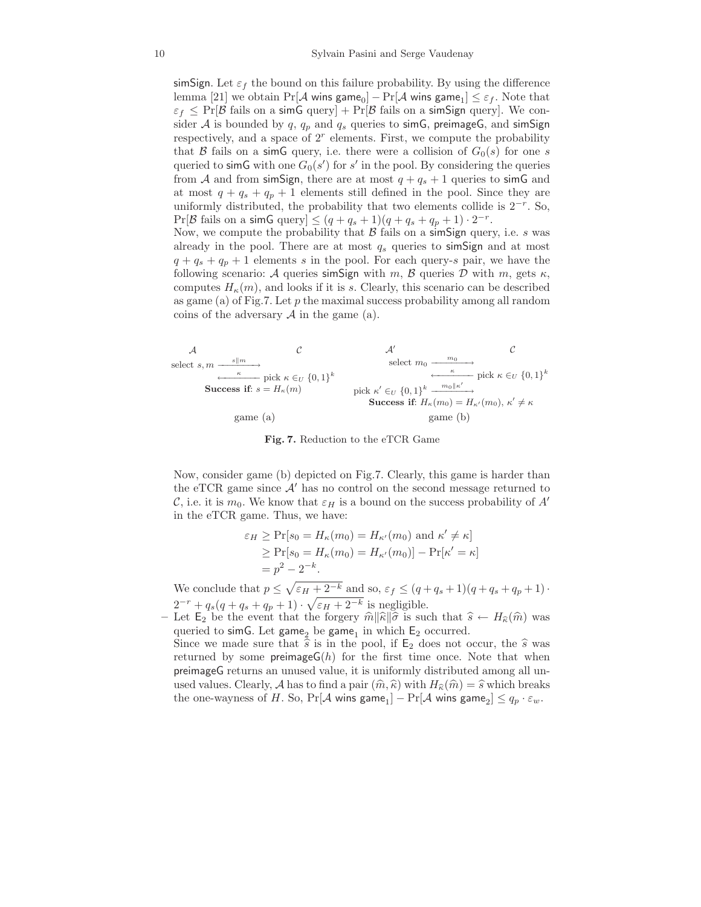simSign. Let $\varepsilon_f$ the bound on this failure probability. By using the difference lemma [21] we obtain $\Pr[\mathcal{A} \text{ wins } \mathsf{game}_0] - \Pr[\mathcal{A} \text{ wins } \mathsf{game}_1] \leq \varepsilon_f$. Note that $\varepsilon_f \leq \Pr[\mathcal{B} \text{ fails on a simG query}] + \Pr[\mathcal{B} \text{ fails on a simSign query}]$. We consider $\mathcal{A}$ is bounded by $q$, $q_p$ and $q_s$ queries to simG, preimageG, and simSign respectively, and a space of $2^r$ elements. First, we compute the probability that $\mathcal{B}$ fails on a simG query, i.e. there were a collision of $G_0(s)$ for one $s$ queried to simG with one $G_0(s')$ for $s'$ in the pool. By considering the queries from $\mathcal{A}$ and from simSign, there are at most $q + q_s + 1$ queries to simG and at most $q + q_s + q_p + 1$ elements still defined in the pool. Since they are uniformly distributed, the probability that two elements collide is $2^{-r}$. So, $\Pr[\mathcal{B} \text{ fails on a simG query}] \leq (q + q_s + 1)(q + q_s + q_p + 1) \cdot 2^{-r}$.
Now, we compute the probability that $\mathcal{B}$ fails on a simSign query, i.e. $s$ was already in the pool. There are at most $q_s$ queries to simSign and at most $q + q_s + q_p + 1$ elements $s$ in the pool. For each query-$s$ pair, we have the following scenario: $\mathcal{A}$ queries simSign with $m$, $\mathcal{B}$ queries $\mathcal{D}$ with $m$, gets $\kappa$, computes $H_\kappa(m)$, and looks if it is $s$. Clearly, this scenario can be described as game (a) of Fig.7. Let $p$ the maximal success probability among all random coins of the adversary $\mathcal{A}$ in the game (a).

game (a): $\mathcal{A}$ selects $s, m$ and sends $s\|m$ to $\mathcal{C}$; $\mathcal{C}$ picks $\kappa \in_U \{0,1\}^k$ and sends $\kappa$. **Success if**: $s = H_\kappa(m)$

game (b): $\mathcal{A}'$ selects $m_0$ and sends $m_0$ to $\mathcal{C}$; $\mathcal{C}$ picks $\kappa \in_U \{0,1\}^k$ and sends $\kappa$; $\mathcal{A}'$ picks $\kappa' \in_U \{0,1\}^k$ and sends $m_0\|\kappa'$. **Success if**: $H_\kappa(m_0) = H_{\kappa'}(m_0)$, $\kappa' \neq \kappa$

**Fig. 7.** Reduction to the eTCR Game

Now, consider game (b) depicted on Fig.7. Clearly, this game is harder than the eTCR game since $\mathcal{A}'$ has no control on the second message returned to $\mathcal{C}$, i.e. it is $m_0$. We know that $\varepsilon_H$ is a bound on the success probability of $A'$ in the eTCR game. Thus, we have:

$$
\begin{aligned}
\varepsilon_H &\geq \Pr[s_0 = H_\kappa(m_0) = H_{\kappa'}(m_0) \text{ and } \kappa' \neq \kappa] \\
&\geq \Pr[s_0 = H_\kappa(m_0) = H_{\kappa'}(m_0)] - \Pr[\kappa' = \kappa] \\
&= p^2 - 2^{-k}.
\end{aligned}
$$

We conclude that $p \leq \sqrt{\varepsilon_H + 2^{-k}}$ and so, $\varepsilon_f \leq (q + q_s + 1)(q + q_s + q_p + 1) \cdot 2^{-r} + q_s(q + q_s + q_p + 1) \cdot \sqrt{\varepsilon_H + 2^{-k}}$ is negligible.

– Let $\mathsf{E}_2$ be the event that the forgery $\widehat{m}\|\widehat{\kappa}\|\widehat{\sigma}$ is such that $\widehat{s} \leftarrow H_{\widehat{\kappa}}(\widehat{m})$ was queried to simG. Let $\mathsf{game}_2$ be $\mathsf{game}_1$ in which $\mathsf{E}_2$ occurred.
Since we made sure that $\widehat{s}$ is in the pool, if $\mathsf{E}_2$ does not occur, the $\widehat{s}$ was returned by some preimageG$(h)$ for the first time once. Note that when preimageG returns an unused value, it is uniformly distributed among all unused values. Clearly, $\mathcal{A}$ has to find a pair $(\widehat{m}, \widehat{\kappa})$ with $H_{\widehat{\kappa}}(\widehat{m}) = \widehat{s}$ which breaks the one-wayness of $H$. So, $\Pr[\mathcal{A} \text{ wins } \mathsf{game}_1] - \Pr[\mathcal{A} \text{ wins } \mathsf{game}_2] \leq q_p \cdot \varepsilon_w$.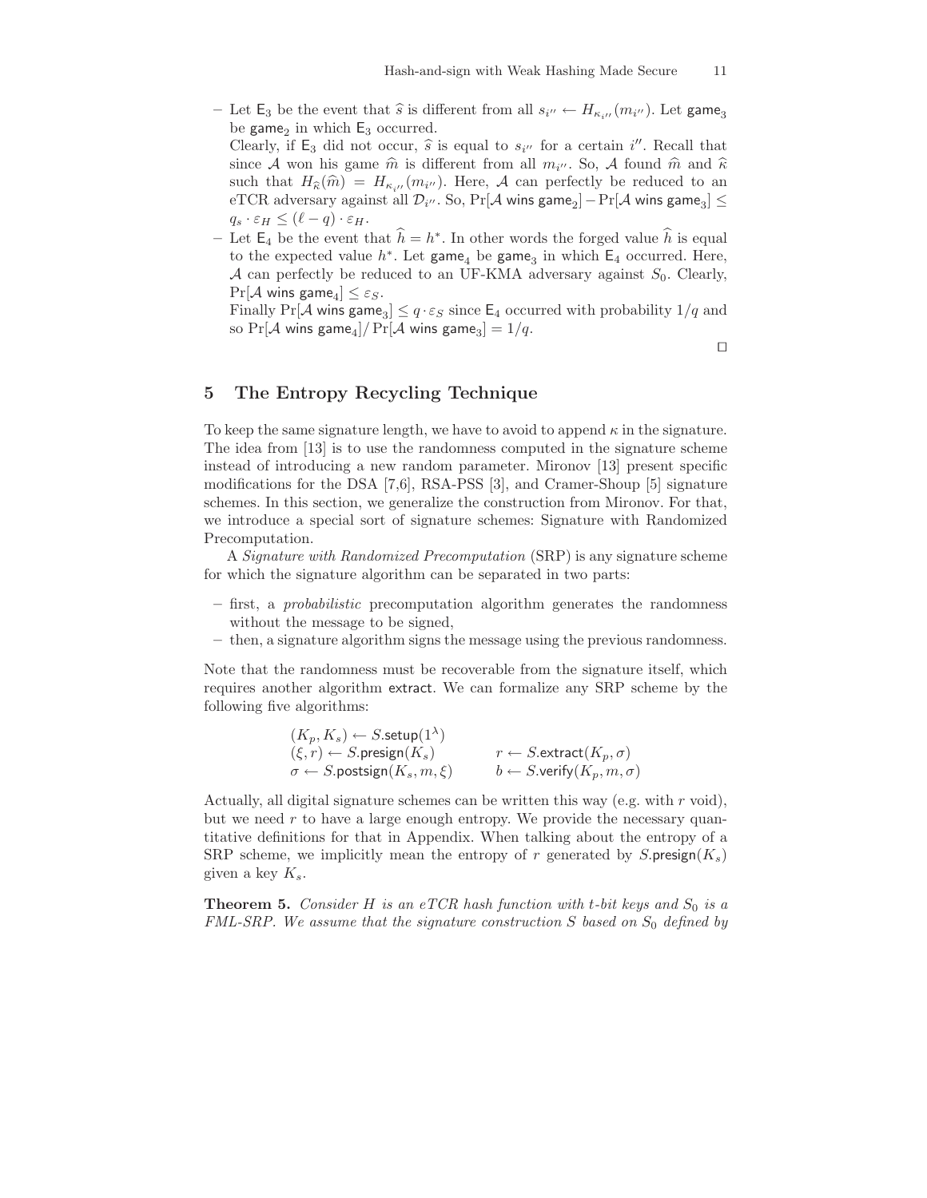– Let $\mathsf{E}_3$ be the event that $\widehat{s}$ is different from all $s_{i''} \leftarrow H_{\kappa_{i''}}(m_{i''})$. Let $\mathsf{game}_3$ be $\mathsf{game}_2$ in which $\mathsf{E}_3$ occurred.
  Clearly, if $\mathsf{E}_3$ did not occur, $\widehat{s}$ is equal to $s_{i''}$ for a certain $i''$. Recall that since $\mathcal{A}$ won his game $\widehat{m}$ is different from all $m_{i''}$. So, $\mathcal{A}$ found $\widehat{m}$ and $\widehat{\kappa}$ such that $H_{\widehat{\kappa}}(\widehat{m}) = H_{\kappa_{i''}}(m_{i''})$. Here, $\mathcal{A}$ can perfectly be reduced to an eTCR adversary against all $\mathcal{D}_{i''}$. So, $\Pr[\mathcal{A} \text{ wins } \mathsf{game}_2] - \Pr[\mathcal{A} \text{ wins } \mathsf{game}_3] \leq q_s \cdot \varepsilon_H \leq (\ell - q) \cdot \varepsilon_H$.
– Let $\mathsf{E}_4$ be the event that $\widehat{h} = h^*$. In other words the forged value $\widehat{h}$ is equal to the expected value $h^*$. Let $\mathsf{game}_4$ be $\mathsf{game}_3$ in which $\mathsf{E}_4$ occurred. Here, $\mathcal{A}$ can perfectly be reduced to an UF-KMA adversary against $S_0$. Clearly, $\Pr[\mathcal{A} \text{ wins } \mathsf{game}_4] \leq \varepsilon_S$.
  Finally $\Pr[\mathcal{A} \text{ wins } \mathsf{game}_3] \leq q \cdot \varepsilon_S$ since $\mathsf{E}_4$ occurred with probability $1/q$ and so $\Pr[\mathcal{A} \text{ wins } \mathsf{game}_4] / \Pr[\mathcal{A} \text{ wins } \mathsf{game}_3] = 1/q$.

□

## 5 The Entropy Recycling Technique

To keep the same signature length, we have to avoid to append $\kappa$ in the signature. The idea from [13] is to use the randomness computed in the signature scheme instead of introducing a new random parameter. Mironov [13] present specific modifications for the DSA [7,6], RSA-PSS [3], and Cramer-Shoup [5] signature schemes. In this section, we generalize the construction from Mironov. For that, we introduce a special sort of signature schemes: Signature with Randomized Precomputation.

A *Signature with Randomized Precomputation* (SRP) is any signature scheme for which the signature algorithm can be separated in two parts:

– first, a *probabilistic* precomputation algorithm generates the randomness without the message to be signed,
– then, a signature algorithm signs the message using the previous randomness.

Note that the randomness must be recoverable from the signature itself, which requires another algorithm $\mathsf{extract}$. We can formalize any SRP scheme by the following five algorithms:

$$
\begin{array}{ll}
(K_p, K_s) \leftarrow S.\mathsf{setup}(1^\lambda) & \\
(\xi, r) \leftarrow S.\mathsf{presign}(K_s) & r \leftarrow S.\mathsf{extract}(K_p, \sigma) \\
\sigma \leftarrow S.\mathsf{postsign}(K_s, m, \xi) & b \leftarrow S.\mathsf{verify}(K_p, m, \sigma)
\end{array}
$$

Actually, all digital signature schemes can be written this way (e.g. with $r$ void), but we need $r$ to have a large enough entropy. We provide the necessary quantitative definitions for that in Appendix. When talking about the entropy of a SRP scheme, we implicitly mean the entropy of $r$ generated by $S.\mathsf{presign}(K_s)$ given a key $K_s$.

**Theorem 5.** *Consider $H$ is an eTCR hash function with $t$-bit keys and $S_0$ is a FML-SRP. We assume that the signature construction $S$ based on $S_0$ defined by*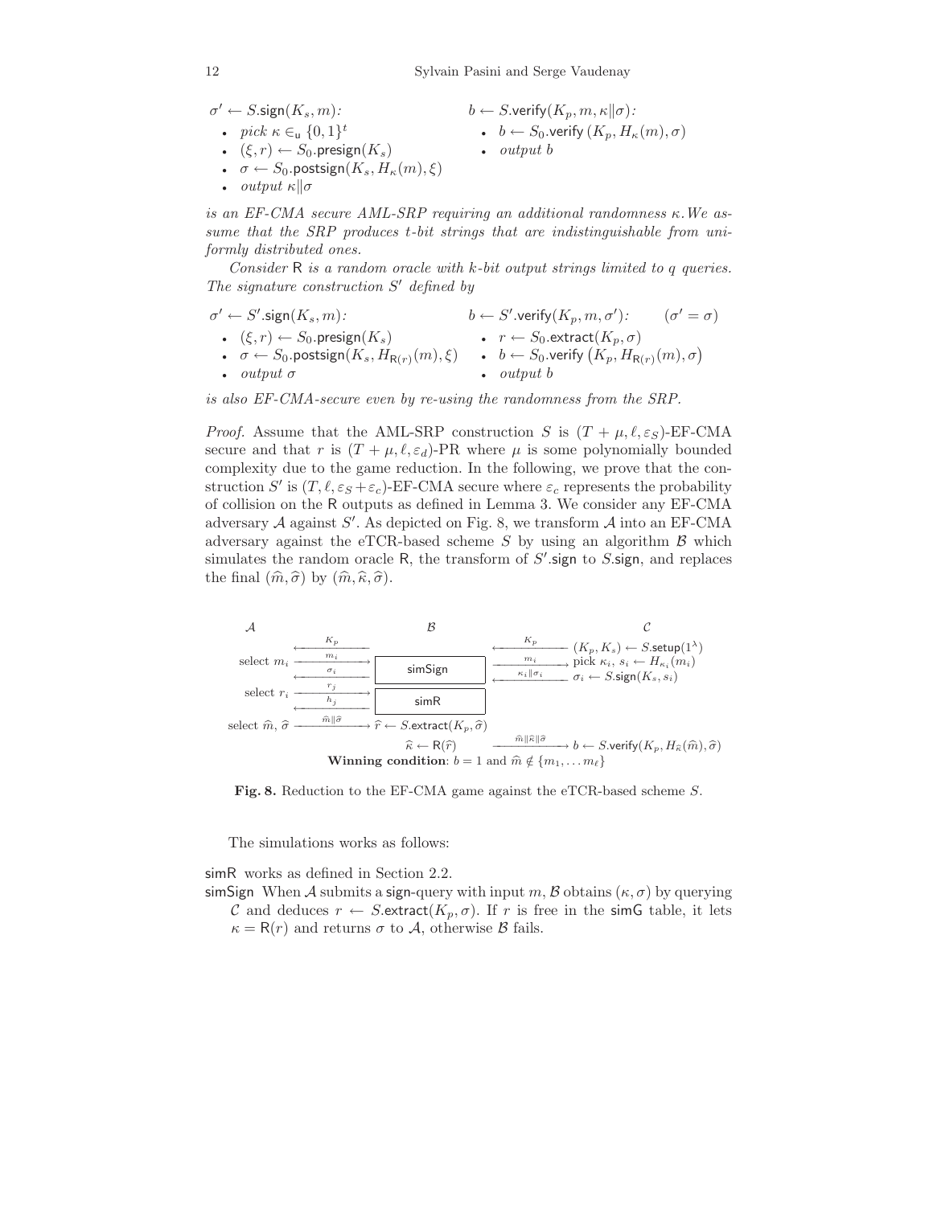$\sigma' \leftarrow S.\mathsf{sign}(K_s, m)$:

- *pick* $\kappa \in_{\mathsf{u}} \{0,1\}^t$
- $(\xi, r) \leftarrow S_0.\mathsf{presign}(K_s)$
- $\sigma \leftarrow S_0.\mathsf{postsign}(K_s, H_\kappa(m), \xi)$
- *output* $\kappa \| \sigma$

$b \leftarrow S.\mathsf{verify}(K_p, m, \kappa \| \sigma)$:

- $b \leftarrow S_0.\mathsf{verify}\left(K_p, H_\kappa(m), \sigma\right)$
- *output* $b$

*is an EF-CMA secure AML-SRP requiring an additional randomness* $\kappa$*. We assume that the SRP produces* $t$*-bit strings that are indistinguishable from uniformly distributed ones.*

*Consider* $\mathsf{R}$ *is a random oracle with* $k$*-bit output strings limited to* $q$ *queries. The signature construction* $S'$ *defined by*

$\sigma' \leftarrow S'.\mathsf{sign}(K_s, m)$:

- $(\xi, r) \leftarrow S_0.\mathsf{presign}(K_s)$
- $\sigma \leftarrow S_0.\mathsf{postsign}(K_s, H_{\mathsf{R}(r)}(m), \xi)$
- *output* $\sigma$

$b \leftarrow S'.\mathsf{verify}(K_p, m, \sigma')$: $\quad (\sigma' = \sigma)$

- $r \leftarrow S_0.\mathsf{extract}(K_p, \sigma)$
- $b \leftarrow S_0.\mathsf{verify}\left(K_p, H_{\mathsf{R}(r)}(m), \sigma\right)$
- *output* $b$

*is also EF-CMA-secure even by re-using the randomness from the SRP.*

*Proof.* Assume that the AML-SRP construction $S$ is $(T + \mu, \ell, \varepsilon_S)$-EF-CMA secure and that $r$ is $(T + \mu, \ell, \varepsilon_d)$-PR where $\mu$ is some polynomially bounded complexity due to the game reduction. In the following, we prove that the construction $S'$ is $(T, \ell, \varepsilon_S + \varepsilon_c)$-EF-CMA secure where $\varepsilon_c$ represents the probability of collision on the $\mathsf{R}$ outputs as defined in Lemma 3. We consider any EF-CMA adversary $\mathcal{A}$ against $S'$. As depicted on Fig. 8, we transform $\mathcal{A}$ into an EF-CMA adversary against the eTCR-based scheme $S$ by using an algorithm $\mathcal{B}$ which simulates the random oracle $\mathsf{R}$, the transform of $S'.\mathsf{sign}$ to $S.\mathsf{sign}$, and replaces the final $(\widehat{m}, \widehat{\sigma})$ by $(\widehat{m}, \widehat{\kappa}, \widehat{\sigma})$.

| $\mathcal{A}$ | | $\mathcal{B}$ | | $\mathcal{C}$ |
|---|---|---|---|---|
| | $\xleftarrow{K_p}$ | | $\xleftarrow{K_p}$ | $(K_p, K_s) \leftarrow S.\mathsf{setup}(1^\lambda)$ |
| select $m_i$ | $\xrightarrow{m_i}$ | simSign | $\xrightarrow{m_i}$ | pick $\kappa_i$, $s_i \leftarrow H_{\kappa_i}(m_i)$ |
| | $\xleftarrow{\sigma_i}$ | | $\xleftarrow{\kappa_i \| \sigma_i}$ | $\sigma_i \leftarrow S.\mathsf{sign}(K_s, s_i)$ |
| select $r_i$ | $\xrightarrow{r_j}$ | simR | | |
| | $\xleftarrow{h_j}$ | | | |
| select $\widehat{m}$, $\widehat{\sigma}$ | $\xrightarrow{\widehat{m} \| \widehat{\sigma}}$ | $\widehat{r} \leftarrow S.\mathsf{extract}(K_p, \widehat{\sigma})$ | | |
| | | $\widehat{\kappa} \leftarrow \mathsf{R}(\widehat{r})$ | $\xrightarrow{\widehat{m} \| \widehat{\kappa} \| \widehat{\sigma}}$ | $b \leftarrow S.\mathsf{verify}(K_p, H_{\widehat{\kappa}}(\widehat{m}), \widehat{\sigma})$ |

**Winning condition**: $b = 1$ and $\widehat{m} \notin \{m_1, \ldots m_\ell\}$

**Fig. 8.** Reduction to the EF-CMA game against the eTCR-based scheme $S$.

The simulations works as follows:

simR works as defined in Section 2.2.

simSign When $\mathcal{A}$ submits a sign-query with input $m$, $\mathcal{B}$ obtains $(\kappa, \sigma)$ by querying $\mathcal{C}$ and deduces $r \leftarrow S.\mathsf{extract}(K_p, \sigma)$. If $r$ is free in the simG table, it lets $\kappa = \mathsf{R}(r)$ and returns $\sigma$ to $\mathcal{A}$, otherwise $\mathcal{B}$ fails.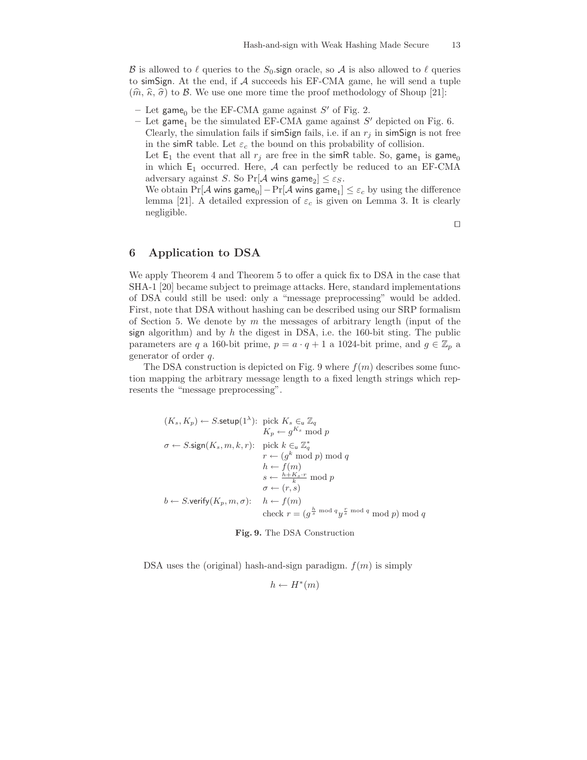$\mathcal{B}$ is allowed to $\ell$ queries to the $S_0$.sign oracle, so $\mathcal{A}$ is also allowed to $\ell$ queries to simSign. At the end, if $\mathcal{A}$ succeeds his EF-CMA game, he will send a tuple $(\widehat{m}, \widehat{\kappa}, \widehat{\sigma})$ to $\mathcal{B}$. We use one more time the proof methodology of Shoup [21]:

- Let $\mathsf{game}_0$ be the EF-CMA game against $S'$ of Fig. 2.
- Let $\mathsf{game}_1$ be the simulated EF-CMA game against $S'$ depicted on Fig. 6. Clearly, the simulation fails if simSign fails, i.e. if an $r_j$ in simSign is not free in the simR table. Let $\varepsilon_c$ the bound on this probability of collision.
  Let $\mathsf{E}_1$ the event that all $r_j$ are free in the simR table. So, $\mathsf{game}_1$ is $\mathsf{game}_0$ in which $\mathsf{E}_1$ occurred. Here, $\mathcal{A}$ can perfectly be reduced to an EF-CMA adversary against $S$. So $\Pr[\mathcal{A} \text{ wins } \mathsf{game}_2] \leq \varepsilon_S$.
  We obtain $\Pr[\mathcal{A} \text{ wins } \mathsf{game}_0] - \Pr[\mathcal{A} \text{ wins } \mathsf{game}_1] \leq \varepsilon_c$ by using the difference lemma [21]. A detailed expression of $\varepsilon_c$ is given on Lemma 3. It is clearly negligible.

□

## 6 Application to DSA

We apply Theorem 4 and Theorem 5 to offer a quick fix to DSA in the case that SHA-1 [20] became subject to preimage attacks. Here, standard implementations of DSA could still be used: only a "message preprocessing" would be added. First, note that DSA without hashing can be described using our SRP formalism of Section 5. We denote by $m$ the messages of arbitrary length (input of the sign algorithm) and by $h$ the digest in DSA, i.e. the 160-bit sting. The public parameters are $q$ a 160-bit prime, $p = a \cdot q + 1$ a 1024-bit prime, and $g \in \mathbb{Z}_p$ a generator of order $q$.

The DSA construction is depicted on Fig. 9 where $f(m)$ describes some function mapping the arbitrary message length to a fixed length strings which represents the "message preprocessing".

$$
\begin{array}{ll}
(K_s, K_p) \leftarrow S.\mathsf{setup}(1^\lambda): & \text{pick } K_s \in_{\mathsf{u}} \mathbb{Z}_q \\
 & K_p \leftarrow g^{K_s} \bmod p \\
\sigma \leftarrow S.\mathsf{sign}(K_s, m, k, r): & \text{pick } k \in_{\mathsf{u}} \mathbb{Z}_q^* \\
 & r \leftarrow (g^k \bmod p) \bmod q \\
 & h \leftarrow f(m) \\
 & s \leftarrow \frac{h + K_s \cdot r}{k} \bmod p \\
 & \sigma \leftarrow (r, s) \\
b \leftarrow S.\mathsf{verify}(K_p, m, \sigma): & h \leftarrow f(m) \\
 & \text{check } r = (g^{\frac{h}{s} \bmod q} y^{\frac{r}{s} \bmod q} \bmod p) \bmod q
\end{array}
$$

**Fig. 9.** The DSA Construction

DSA uses the (original) hash-and-sign paradigm. $f(m)$ is simply

$$h \leftarrow H^*(m)$$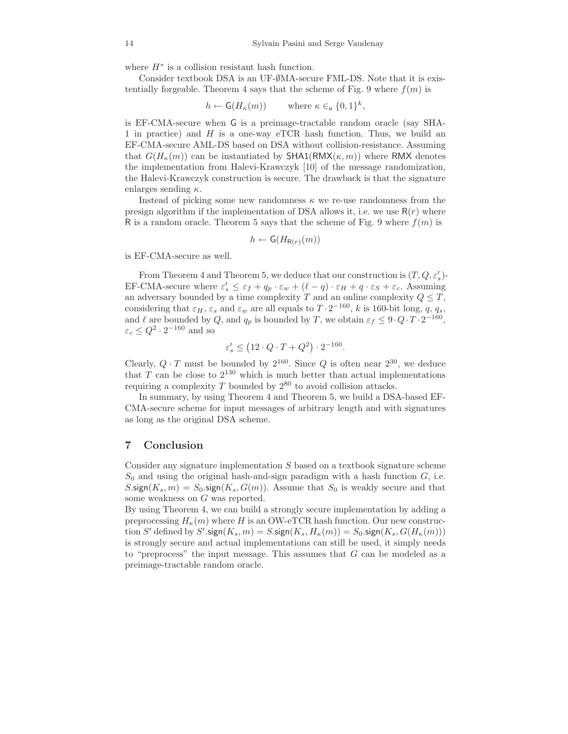where $H^*$ is a collision resistant hash function.

Consider textbook DSA is an UF-$\emptyset$MA-secure FML-DS. Note that it is existentially forgeable. Theorem 4 says that the scheme of Fig. 9 where $f(m)$ is

$$h \leftarrow \mathsf{G}(H_\kappa(m)) \qquad \text{where } \kappa \in_{\mathsf{u}} \{0,1\}^k,$$

is EF-CMA-secure when $\mathsf{G}$ is a preimage-tractable random oracle (say SHA-1 in practice) and $H$ is a one-way eTCR hash function. Thus, we build an EF-CMA-secure AML-DS based on DSA without collision-resistance. Assuming that $G(H_\kappa(m))$ can be instantiated by $\mathsf{SHA1}(\mathsf{RMX}(\kappa, m))$ where $\mathsf{RMX}$ denotes the implementation from Halevi-Krawczyk [10] of the message randomization, the Halevi-Krawczyk construction is secure. The drawback is that the signature enlarges sending $\kappa$.

Instead of picking some new randomness $\kappa$ we re-use randomness from the presign algorithm if the implementation of DSA allows it, i.e. we use $\mathsf{R}(r)$ where $\mathsf{R}$ is a random oracle. Theorem 5 says that the scheme of Fig. 9 where $f(m)$ is

$$h \leftarrow \mathsf{G}(H_{\mathsf{R}(r)}(m))$$

is EF-CMA-secure as well.

From Theorem 4 and Theorem 5, we deduce that our construction is $(T, Q, \varepsilon_s')$-EF-CMA-secure where $\varepsilon_s' \leq \varepsilon_f + q_p \cdot \varepsilon_w + (\ell - q) \cdot \varepsilon_H + q \cdot \varepsilon_S + \varepsilon_c$. Assuming an adversary bounded by a time complexity $T$ and an online complexity $Q \leq T$, considering that $\varepsilon_H$, $\varepsilon_s$ and $\varepsilon_w$ are all equals to $T \cdot 2^{-160}$, $k$ is 160-bit long, $q$, $q_s$, and $\ell$ are bounded by $Q$, and $q_p$ is bounded by $T$, we obtain $\varepsilon_f \leq 9 \cdot Q \cdot T \cdot 2^{-160}$, $\varepsilon_c \leq Q^2 \cdot 2^{-160}$ and so

$$\varepsilon_s' \leq \left(12 \cdot Q \cdot T + Q^2\right) \cdot 2^{-160}.$$

Clearly, $Q \cdot T$ must be bounded by $2^{160}$. Since $Q$ is often near $2^{30}$, we deduce that $T$ can be close to $2^{130}$ which is much better than actual implementations requiring a complexity $T$ bounded by $2^{80}$ to avoid collision attacks.

In summary, by using Theorem 4 and Theorem 5, we build a DSA-based EF-CMA-secure scheme for input messages of arbitrary length and with signatures as long as the original DSA scheme.

## 7 Conclusion

Consider any signature implementation $S$ based on a textbook signature scheme $S_0$ and using the original hash-and-sign paradigm with a hash function $G$, i.e. $S.\mathsf{sign}(K_s, m) = S_0.\mathsf{sign}(K_s, G(m))$. Assume that $S_0$ is weakly secure and that some weakness on $G$ was reported.

By using Theorem 4, we can build a strongly secure implementation by adding a preprocessing $H_\kappa(m)$ where $H$ is an OW-eTCR hash function. Our new construction $S'$ defined by $S'.\mathsf{sign}(K_s, m) = S.\mathsf{sign}(K_s, H_\kappa(m)) = S_0.\mathsf{sign}(K_s, G(H_\kappa(m)))$ is strongly secure and actual implementations can still be used, it simply needs to "preprocess" the input message. This assumes that $G$ can be modeled as a preimage-tractable random oracle.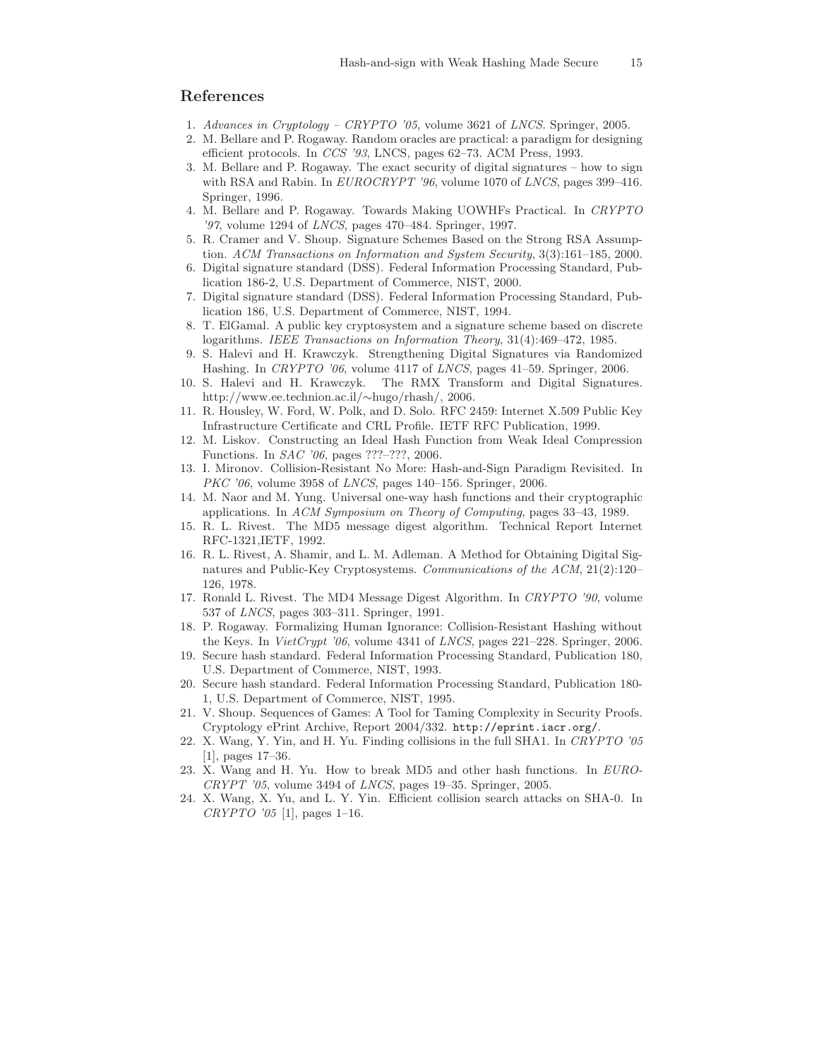## References

1. *Advances in Cryptology – CRYPTO '05*, volume 3621 of *LNCS*. Springer, 2005.
2. M. Bellare and P. Rogaway. Random oracles are practical: a paradigm for designing efficient protocols. In *CCS '93*, LNCS, pages 62–73. ACM Press, 1993.
3. M. Bellare and P. Rogaway. The exact security of digital signatures – how to sign with RSA and Rabin. In *EUROCRYPT '96*, volume 1070 of *LNCS*, pages 399–416. Springer, 1996.
4. M. Bellare and P. Rogaway. Towards Making UOWHFs Practical. In *CRYPTO '97*, volume 1294 of *LNCS*, pages 470–484. Springer, 1997.
5. R. Cramer and V. Shoup. Signature Schemes Based on the Strong RSA Assumption. *ACM Transactions on Information and System Security*, 3(3):161–185, 2000.
6. Digital signature standard (DSS). Federal Information Processing Standard, Publication 186-2, U.S. Department of Commerce, NIST, 2000.
7. Digital signature standard (DSS). Federal Information Processing Standard, Publication 186, U.S. Department of Commerce, NIST, 1994.
8. T. ElGamal. A public key cryptosystem and a signature scheme based on discrete logarithms. *IEEE Transactions on Information Theory*, 31(4):469–472, 1985.
9. S. Halevi and H. Krawczyk. Strengthening Digital Signatures via Randomized Hashing. In *CRYPTO '06*, volume 4117 of *LNCS*, pages 41–59. Springer, 2006.
10. S. Halevi and H. Krawczyk. The RMX Transform and Digital Signatures. http://www.ee.technion.ac.il/∼hugo/rhash/, 2006.
11. R. Housley, W. Ford, W. Polk, and D. Solo. RFC 2459: Internet X.509 Public Key Infrastructure Certificate and CRL Profile. IETF RFC Publication, 1999.
12. M. Liskov. Constructing an Ideal Hash Function from Weak Ideal Compression Functions. In *SAC '06*, pages ???–???, 2006.
13. I. Mironov. Collision-Resistant No More: Hash-and-Sign Paradigm Revisited. In *PKC '06*, volume 3958 of *LNCS*, pages 140–156. Springer, 2006.
14. M. Naor and M. Yung. Universal one-way hash functions and their cryptographic applications. In *ACM Symposium on Theory of Computing*, pages 33–43, 1989.
15. R. L. Rivest. The MD5 message digest algorithm. Technical Report Internet RFC-1321,IETF, 1992.
16. R. L. Rivest, A. Shamir, and L. M. Adleman. A Method for Obtaining Digital Signatures and Public-Key Cryptosystems. *Communications of the ACM*, 21(2):120–126, 1978.
17. Ronald L. Rivest. The MD4 Message Digest Algorithm. In *CRYPTO '90*, volume 537 of *LNCS*, pages 303–311. Springer, 1991.
18. P. Rogaway. Formalizing Human Ignorance: Collision-Resistant Hashing without the Keys. In *VietCrypt '06*, volume 4341 of *LNCS*, pages 221–228. Springer, 2006.
19. Secure hash standard. Federal Information Processing Standard, Publication 180, U.S. Department of Commerce, NIST, 1993.
20. Secure hash standard. Federal Information Processing Standard, Publication 180-1, U.S. Department of Commerce, NIST, 1995.
21. V. Shoup. Sequences of Games: A Tool for Taming Complexity in Security Proofs. Cryptology ePrint Archive, Report 2004/332. `http://eprint.iacr.org/`.
22. X. Wang, Y. Yin, and H. Yu. Finding collisions in the full SHA1. In *CRYPTO '05* [1], pages 17–36.
23. X. Wang and H. Yu. How to break MD5 and other hash functions. In *EUROCRYPT '05*, volume 3494 of *LNCS*, pages 19–35. Springer, 2005.
24. X. Wang, X. Yu, and L. Y. Yin. Efficient collision search attacks on SHA-0. In *CRYPTO '05* [1], pages 1–16.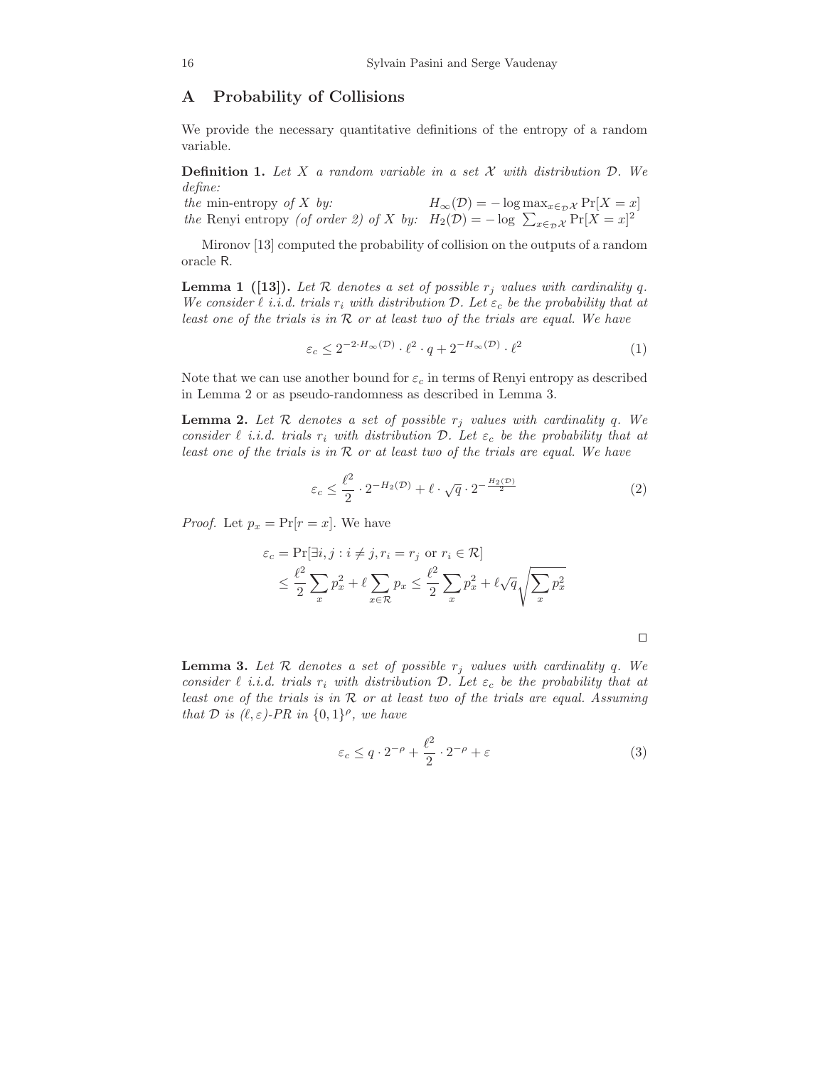## A Probability of Collisions

We provide the necessary quantitative definitions of the entropy of a random variable.

**Definition 1.** *Let $X$ a random variable in a set $\mathcal{X}$ with distribution $\mathcal{D}$. We define:*
*the* min-entropy *of $X$ by:* $H_\infty(\mathcal{D}) = -\log \max_{x \in_{\mathcal{D}} \mathcal{X}} \Pr[X = x]$
*the* Renyi entropy *(of order 2) of $X$ by:* $H_2(\mathcal{D}) = -\log \sum_{x \in_{\mathcal{D}} \mathcal{X}} \Pr[X = x]^2$

Mironov [13] computed the probability of collision on the outputs of a random oracle $\mathsf{R}$.

**Lemma 1 ([13]).** *Let $\mathcal{R}$ denotes a set of possible $r_j$ values with cardinality $q$. We consider $\ell$ i.i.d. trials $r_i$ with distribution $\mathcal{D}$. Let $\varepsilon_c$ be the probability that at least one of the trials is in $\mathcal{R}$ or at least two of the trials are equal. We have*

$$\varepsilon_c \leq 2^{-2 \cdot H_\infty(\mathcal{D})} \cdot \ell^2 \cdot q + 2^{-H_\infty(\mathcal{D})} \cdot \ell^2 \tag{1}$$

Note that we can use another bound for $\varepsilon_c$ in terms of Renyi entropy as described in Lemma 2 or as pseudo-randomness as described in Lemma 3.

**Lemma 2.** *Let $\mathcal{R}$ denotes a set of possible $r_j$ values with cardinality $q$. We consider $\ell$ i.i.d. trials $r_i$ with distribution $\mathcal{D}$. Let $\varepsilon_c$ be the probability that at least one of the trials is in $\mathcal{R}$ or at least two of the trials are equal. We have*

$$\varepsilon_c \leq \frac{\ell^2}{2} \cdot 2^{-H_2(\mathcal{D})} + \ell \cdot \sqrt{q} \cdot 2^{-\frac{H_2(\mathcal{D})}{2}} \tag{2}$$

*Proof.* Let $p_x = \Pr[r = x]$. We have

$$\begin{aligned}
\varepsilon_c &= \Pr[\exists i, j : i \neq j, r_i = r_j \text{ or } r_i \in \mathcal{R}] \\
&\leq \frac{\ell^2}{2} \sum_x p_x^2 + \ell \sum_{x \in \mathcal{R}} p_x \leq \frac{\ell^2}{2} \sum_x p_x^2 + \ell \sqrt{q} \sqrt{\sum_x p_x^2}
\end{aligned}$$

$\square$

**Lemma 3.** *Let $\mathcal{R}$ denotes a set of possible $r_j$ values with cardinality $q$. We consider $\ell$ i.i.d. trials $r_i$ with distribution $\mathcal{D}$. Let $\varepsilon_c$ be the probability that at least one of the trials is in $\mathcal{R}$ or at least two of the trials are equal. Assuming that $\mathcal{D}$ is $(\ell, \varepsilon)$-PR in $\{0,1\}^\rho$, we have*

$$\varepsilon_c \leq q \cdot 2^{-\rho} + \frac{\ell^2}{2} \cdot 2^{-\rho} + \varepsilon \tag{3}$$